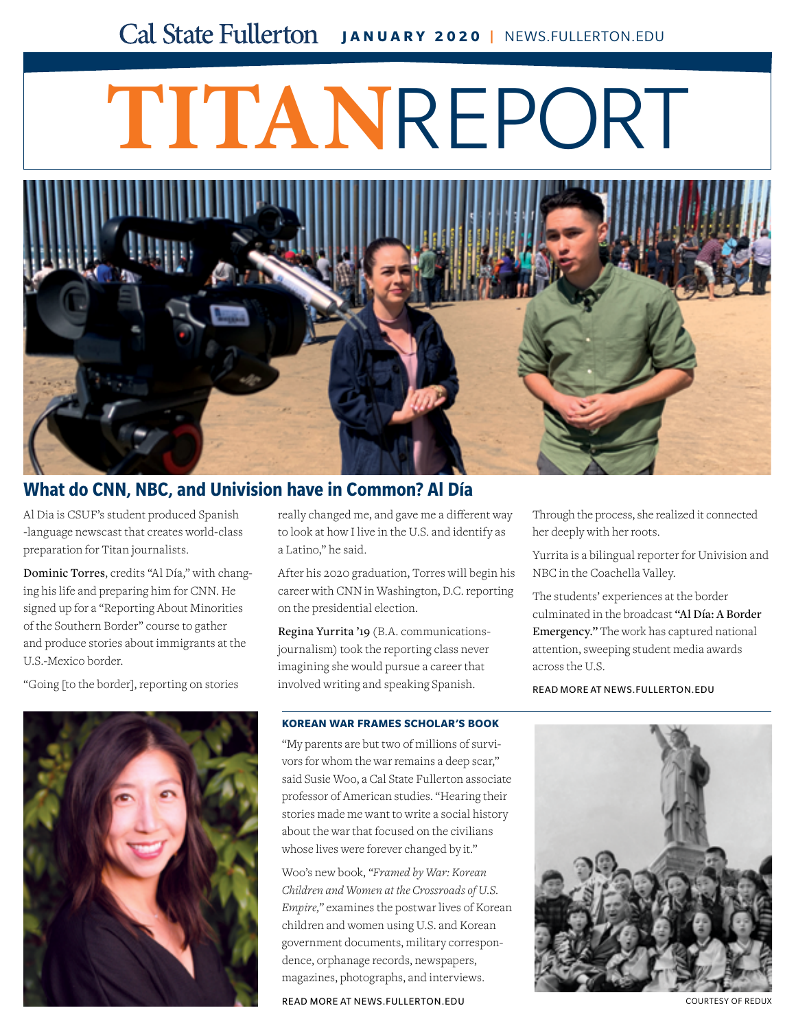Cal State Fullerton **JANUARY 2020** | NEWS.FULLERTON.EDU

# TITANREPORT

## What do CNN, NBC, and Univision have in Common? Al Día

Al Dia is CSUF's student produced Spanish -language newscast that creates world-class preparation for Titan journalists.

**Dominic Torres**, credits "Al Día," with changing his life and preparing him for CNN. He signed up for a "Reporting About Minorities of the Southern Border" course to gather and produce stories about immigrants at the U.S.-Mexico border.

"Going [to the border], reporting on stories really changed me, and gave me a different way to look at how I live in the U.S. and identify as a Latino," he said.

After his 2020 graduation, Torres will begin his career with CNN in Washington, D.C. reporting on the presidential election.

**Regina Yurrita '19** (B.A. communications-journalism) took the reporting class never imagining she would pursue a career that involved writing and speaking Spanish. Through the process, she realized it connected her deeply with her roots.

Yurrita is a bilingual reporter for Univision and NBC in the Coachella Valley.

The students' experiences at the border culminated in the broadcast **"Al Día: A Border Emergency."** The work has captured national attention, sweeping student media awards across the U.S.

READ MORE AT NEWS.FULLERTON.EDU

### KOREAN WAR FRAMES SCHOLAR'S BOOK

"My parents are but two of millions of survivors for whom the war remains a deep scar," said Susie Woo, a Cal State Fullerton associate professor of American studies. "Hearing their stories made me want to write a social history about the war that focused on the civilians whose lives were forever changed by it."

Woo's new book, *"Framed by War: Korean Children and Women at the Crossroads of U.S. Empire,"* examines the postwar lives of Korean children and women using U.S. and Korean government documents, military correspondence, orphanage records, newspapers, magazines, photographs, and interviews.

READ MORE AT NEWS.FULLERTON.EDU

COURTESY OF REDUX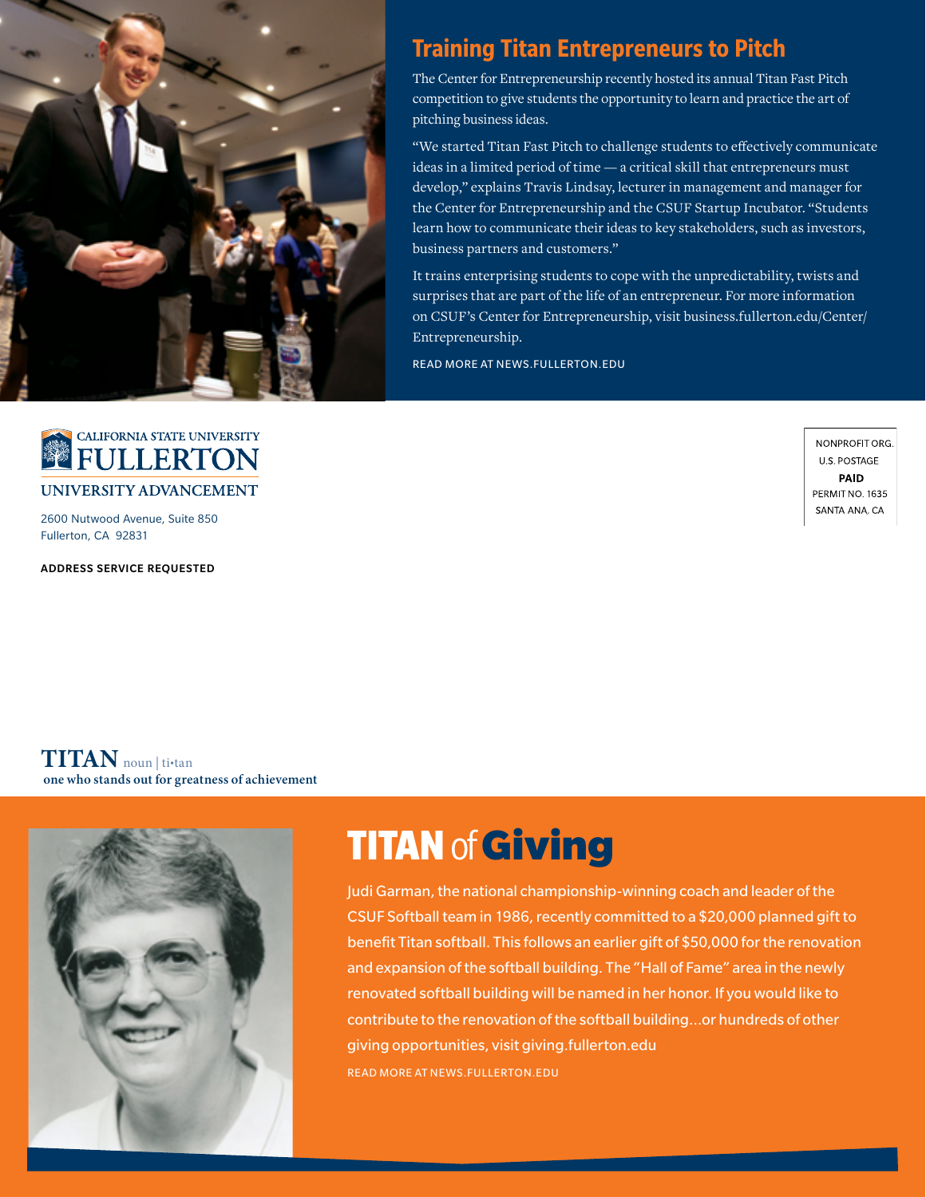## Training Titan Entrepreneurs to Pitch

The Center for Entrepreneurship recently hosted its annual Titan Fast Pitch competition to give students the opportunity to learn and practice the art of pitching business ideas.

"We started Titan Fast Pitch to challenge students to effectively communicate ideas in a limited period of time — a critical skill that entrepreneurs must develop," explains Travis Lindsay, lecturer in management and manager for the Center for Entrepreneurship and the CSUF Startup Incubator. "Students learn how to communicate their ideas to key stakeholders, such as investors, business partners and customers."

It trains enterprising students to cope with the unpredictability, twists and surprises that are part of the life of an entrepreneur. For more information on CSUF's Center for Entrepreneurship, visit business.fullerton.edu/Center/Entrepreneurship.

READ MORE AT NEWS.FULLERTON.EDU

CALIFORNIA STATE UNIVERSITY
FULLERTON
UNIVERSITY ADVANCEMENT

2600 Nutwood Avenue, Suite 850
Fullerton, CA 92831

**ADDRESS SERVICE REQUESTED**

NONPROFIT ORG.
U.S. POSTAGE
**PAID**
PERMIT NO. 1635
SANTA ANA, CA

**TITAN** noun | ti•tan
**one who stands out for greatness of achievement**

## TITAN of Giving

Judi Garman, the national championship-winning coach and leader of the CSUF Softball team in 1986, recently committed to a $20,000 planned gift to benefit Titan softball. This follows an earlier gift of $50,000 for the renovation and expansion of the softball building. The "Hall of Fame" area in the newly renovated softball building will be named in her honor. If you would like to contribute to the renovation of the softball building...or hundreds of other giving opportunities, visit giving.fullerton.edu

READ MORE AT NEWS.FULLERTON.EDU